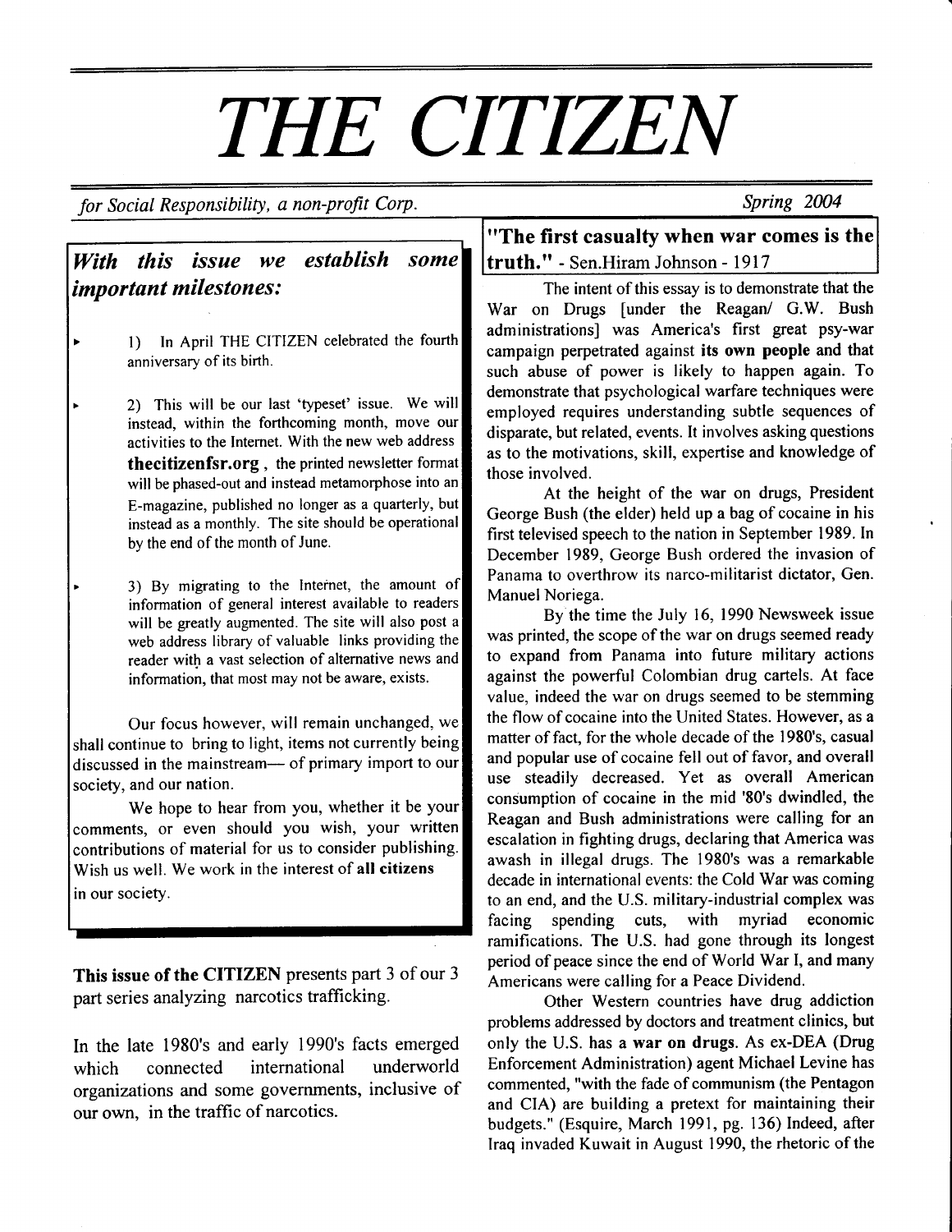# THE CITIZEN

*for Social Responsibility, a non-profit Corp.* *Spring 2004*

## *With this issue we establish some important milestones:*

- 1) In April THE CITIZEN celebrated the fourth anniversary of its birth.
- 2) This will be our last 'typeset' issue. We will instead, within the forthcoming month, move our activities to the Internet. With the new web address **thecitizenfsr.org**, the printed newsletter format will be phased-out and instead metamorphose into an E-magazine, published no longer as a quarterly, but instead as a monthly. The site should be operational by the end of the month of June.
- 3) By migrating to the Internet, the amount of information of general interest available to readers will be greatly augmented. The site will also post a web address library of valuable links providing the reader with a vast selection of alternative news and information, that most may not be aware, exists.

Our focus however, will remain unchanged, we shall continue to bring to light, items not currently being discussed in the mainstream— of primary import to our society, and our nation.

We hope to hear from you, whether it be your comments, or even should you wish, your written contributions of material for us to consider publishing. Wish us well. We work in the interest of **all citizens** in our society.

**This issue of the CITIZEN** presents part 3 of our 3 part series analyzing narcotics trafficking.

In the late 1980's and early 1990's facts emerged which connected international underworld organizations and some governments, inclusive of our own, in the traffic of narcotics.

## "The first casualty when war comes is the truth." - Sen.Hiram Johnson - 1917

The intent of this essay is to demonstrate that the War on Drugs [under the Reagan/ G.W. Bush administrations] was America's first great psy-war campaign perpetrated against **its own people** and that such abuse of power is likely to happen again. To demonstrate that psychological warfare techniques were employed requires understanding subtle sequences of disparate, but related, events. It involves asking questions as to the motivations, skill, expertise and knowledge of those involved.

At the height of the war on drugs, President George Bush (the elder) held up a bag of cocaine in his first televised speech to the nation in September 1989. In December 1989, George Bush ordered the invasion of Panama to overthrow its narco-militarist dictator, Gen. Manuel Noriega.

By the time the July 16, 1990 Newsweek issue was printed, the scope of the war on drugs seemed ready to expand from Panama into future military actions against the powerful Colombian drug cartels. At face value, indeed the war on drugs seemed to be stemming the flow of cocaine into the United States. However, as a matter of fact, for the whole decade of the 1980's, casual and popular use of cocaine fell out of favor, and overall use steadily decreased. Yet as overall American consumption of cocaine in the mid '80's dwindled, the Reagan and Bush administrations were calling for an escalation in fighting drugs, declaring that America was awash in illegal drugs. The 1980's was a remarkable decade in international events: the Cold War was coming to an end, and the U.S. military-industrial complex was facing spending cuts, with myriad economic ramifications. The U.S. had gone through its longest period of peace since the end of World War I, and many Americans were calling for a Peace Dividend.

Other Western countries have drug addiction problems addressed by doctors and treatment clinics, but only the U.S. **has a war on drugs**. As ex-DEA (Drug Enforcement Administration) agent Michael Levine has commented, "with the fade of communism (the Pentagon and CIA) are building a pretext for maintaining their budgets." (Esquire, March 1991, pg. 136) Indeed, after Iraq invaded Kuwait in August 1990, the rhetoric of the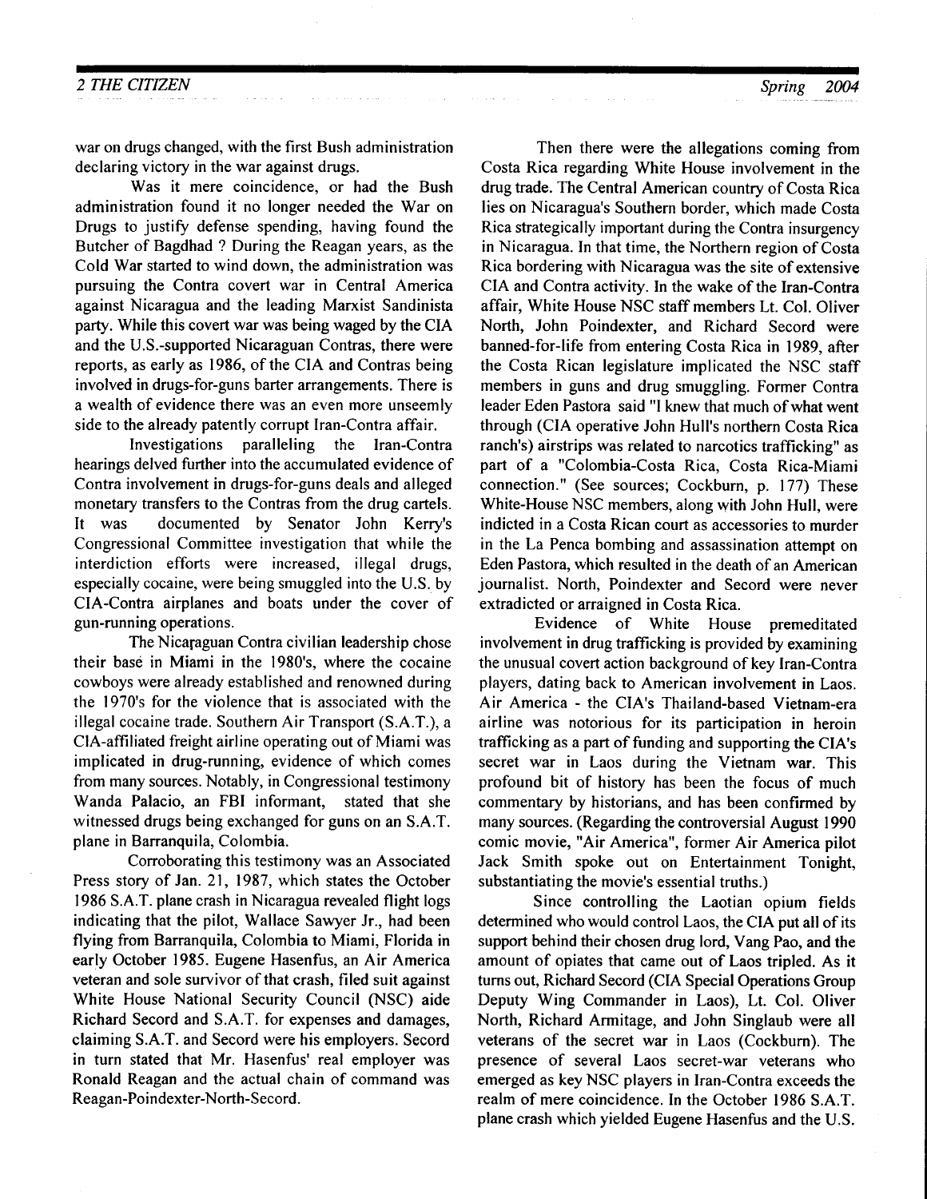war on drugs changed, with the first Bush administration declaring victory in the war against drugs.

Was it mere coincidence, or had the Bush administration found it no longer needed the War on Drugs to justify defense spending, having found the Butcher of Bagdhad ? During the Reagan years, as the Cold War started to wind down, the administration was pursuing the Contra covert war in Central America against Nicaragua and the leading Marxist Sandinista party. While this covert war was being waged by the CIA and the U.S.-supported Nicaraguan Contras, there were reports, as early as 1986, of the CIA and Contras being involved in drugs-for-guns barter arrangements. There is a wealth of evidence there was an even more unseemly side to the already patently corrupt Iran-Contra affair.

Investigations paralleling the Iran-Contra hearings delved further into the accumulated evidence of Contra involvement in drugs-for-guns deals and alleged monetary transfers to the Contras from the drug cartels. It was documented by Senator John Kerry's Congressional Committee investigation that while the interdiction efforts were increased, illegal drugs, especially cocaine, were being smuggled into the U.S. by CIA-Contra airplanes and boats under the cover of gun-running operations.

The Nicaraguan Contra civilian leadership chose their base in Miami in the 1980's, where the cocaine cowboys were already established and renowned during the 1970's for the violence that is associated with the illegal cocaine trade. Southern Air Transport (S.A.T.), a CIA-affiliated freight airline operating out of Miami was implicated in drug-running, evidence of which comes from many sources. Notably, in Congressional testimony Wanda Palacio, an FBI informant, stated that she witnessed drugs being exchanged for guns on an S.A.T. plane in Barranquila, Colombia.

Corroborating this testimony was an Associated Press story of Jan. 21, 1987, which states the October 1986 S.A.T. plane crash in Nicaragua revealed flight logs indicating that the pilot, Wallace Sawyer Jr., had been flying from Barranquila, Colombia to Miami, Florida in early October 1985. Eugene Hasenfus, an Air America veteran and sole survivor of that crash, filed suit against White House National Security Council (NSC) aide Richard Secord and S.A.T. for expenses and damages, claiming S.A.T. and Secord were his employers. Secord in turn stated that Mr. Hasenfus' real employer was Ronald Reagan and the actual chain of command was Reagan-Poindexter-North-Secord.

Then there were the allegations coming from Costa Rica regarding White House involvement in the drug trade. The Central American country of Costa Rica lies on Nicaragua's Southern border, which made Costa Rica strategically important during the Contra insurgency in Nicaragua. In that time, the Northern region of Costa Rica bordering with Nicaragua was the site of extensive CIA and Contra activity. In the wake of the Iran-Contra affair, White House NSC staff members Lt. Col. Oliver North, John Poindexter, and Richard Secord were banned-for-life from entering Costa Rica in 1989, after the Costa Rican legislature implicated the NSC staff members in guns and drug smuggling. Former Contra leader Eden Pastora said "I knew that much of what went through (CIA operative John Hull's northern Costa Rica ranch's) airstrips was related to narcotics trafficking" as part of a "Colombia-Costa Rica, Costa Rica-Miami connection." (See sources; Cockburn, p. 177) These White-House NSC members, along with John Hull, were indicted in a Costa Rican court as accessories to murder in the La Penca bombing and assassination attempt on Eden Pastora, which resulted in the death of an American journalist. North, Poindexter and Secord were never extradicted or arraigned in Costa Rica.

Evidence of White House premeditated involvement in drug trafficking is provided by examining the unusual covert action background of key Iran-Contra players, dating back to American involvement in Laos. Air America - the CIA's Thailand-based Vietnam-era airline was notorious for its participation in heroin trafficking as a part of funding and supporting the CIA's secret war in Laos during the Vietnam war. This profound bit of history has been the focus of much commentary by historians, and has been confirmed by many sources. (Regarding the controversial August 1990 comic movie, "Air America", former Air America pilot Jack Smith spoke out on Entertainment Tonight, substantiating the movie's essential truths.)

Since controlling the Laotian opium fields determined who would control Laos, the CIA put all of its support behind their chosen drug lord, Vang Pao, and the amount of opiates that came out of Laos tripled. As it turns out, Richard Secord (CIA Special Operations Group Deputy Wing Commander in Laos), Lt. Col. Oliver North, Richard Armitage, and John Singlaub were all veterans of the secret war in Laos (Cockburn). The presence of several Laos secret-war veterans who emerged as key NSC players in Iran-Contra exceeds the realm of mere coincidence. In the October 1986 S.A.T. plane crash which yielded Eugene Hasenfus and the U.S.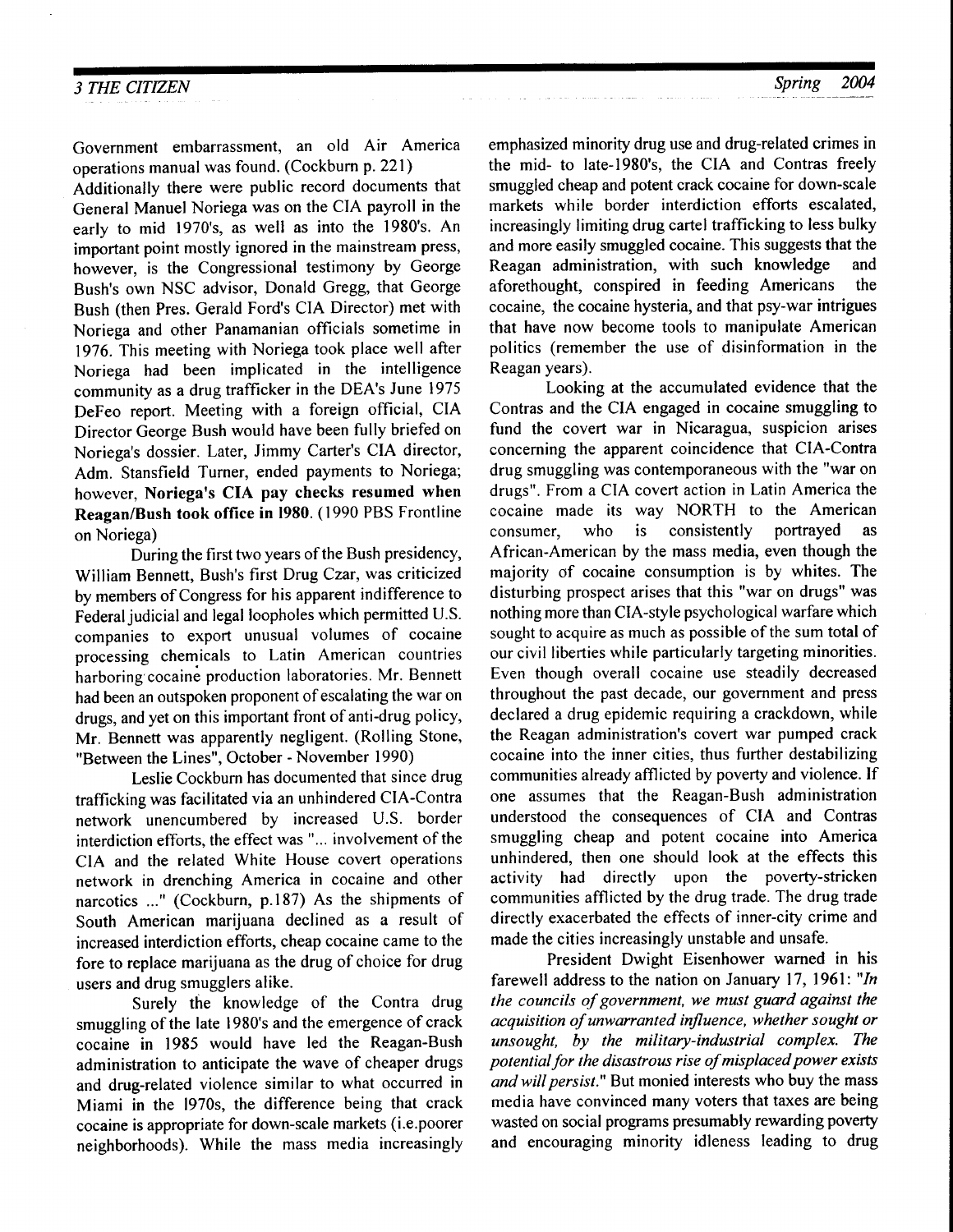Government embarrassment, an old Air America operations manual was found. (Cockburn p. 221)

Additionally there were public record documents that General Manuel Noriega was on the CIA payroll in the early to mid 1970's, as well as into the 1980's. An important point mostly ignored in the mainstream press, however, is the Congressional testimony by George Bush's own NSC advisor, Donald Gregg, that George Bush (then Pres. Gerald Ford's CIA Director) met with Noriega and other Panamanian officials sometime in 1976. This meeting with Noriega took place well after Noriega had been implicated in the intelligence community as a drug trafficker in the DEA's June 1975 DeFeo report. Meeting with a foreign official, CIA Director George Bush would have been fully briefed on Noriega's dossier. Later, Jimmy Carter's CIA director, Adm. Stansfield Turner, ended payments to Noriega; however, **Noriega's CIA pay checks resumed when Reagan/Bush took office in 1980.** (1990 PBS Frontline on Noriega)

During the first two years of the Bush presidency, William Bennett, Bush's first Drug Czar, was criticized by members of Congress for his apparent indifference to Federal judicial and legal loopholes which permitted U.S. companies to export unusual volumes of cocaine processing chemicals to Latin American countries harboring cocaine production laboratories. Mr. Bennett had been an outspoken proponent of escalating the war on drugs, and yet on this important front of anti-drug policy, Mr. Bennett was apparently negligent. (Rolling Stone, "Between the Lines", October - November 1990)

Leslie Cockburn has documented that since drug trafficking was facilitated via an unhindered CIA-Contra network unencumbered by increased U.S. border interdiction efforts, the effect was "... involvement of the CIA and the related White House covert operations network in drenching America in cocaine and other narcotics ..." (Cockburn, p.187) As the shipments of South American marijuana declined as a result of increased interdiction efforts, cheap cocaine came to the fore to replace marijuana as the drug of choice for drug users and drug smugglers alike.

Surely the knowledge of the Contra drug smuggling of the late 1980's and the emergence of crack cocaine in 1985 would have led the Reagan-Bush administration to anticipate the wave of cheaper drugs and drug-related violence similar to what occurred in Miami in the 1970s, the difference being that crack cocaine is appropriate for down-scale markets (i.e.poorer neighborhoods). While the mass media increasingly emphasized minority drug use and drug-related crimes in the mid- to late-1980's, the CIA and Contras freely smuggled cheap and potent crack cocaine for down-scale markets while border interdiction efforts escalated, increasingly limiting drug cartel trafficking to less bulky and more easily smuggled cocaine. This suggests that the Reagan administration, with such knowledge and aforethought, conspired in feeding Americans the cocaine, the cocaine hysteria, and that psy-war intrigues that have now become tools to manipulate American politics (remember the use of disinformation in the Reagan years).

Looking at the accumulated evidence that the Contras and the CIA engaged in cocaine smuggling to fund the covert war in Nicaragua, suspicion arises concerning the apparent coincidence that CIA-Contra drug smuggling was contemporaneous with the "war on drugs". From a CIA covert action in Latin America the cocaine made its way NORTH to the American consumer, who is consistently portrayed as African-American by the mass media, even though the majority of cocaine consumption is by whites. The disturbing prospect arises that this "war on drugs" was nothing more than CIA-style psychological warfare which sought to acquire as much as possible of the sum total of our civil liberties while particularly targeting minorities. Even though overall cocaine use steadily decreased throughout the past decade, our government and press declared a drug epidemic requiring a crackdown, while the Reagan administration's covert war pumped crack cocaine into the inner cities, thus further destabilizing communities already afflicted by poverty and violence. If one assumes that the Reagan-Bush administration understood the consequences of CIA and Contras smuggling cheap and potent cocaine into America unhindered, then one should look at the effects this activity had directly upon the poverty-stricken communities afflicted by the drug trade. The drug trade directly exacerbated the effects of inner-city crime and made the cities increasingly unstable and unsafe.

President Dwight Eisenhower warned in his farewell address to the nation on January 17, 1961: "*In the councils of government, we must guard against the acquisition of unwarranted influence, whether sought or unsought, by the military-industrial complex. The potential for the disastrous rise of misplaced power exists and will persist.*" But monied interests who buy the mass media have convinced many voters that taxes are being wasted on social programs presumably rewarding poverty and encouraging minority idleness leading to drug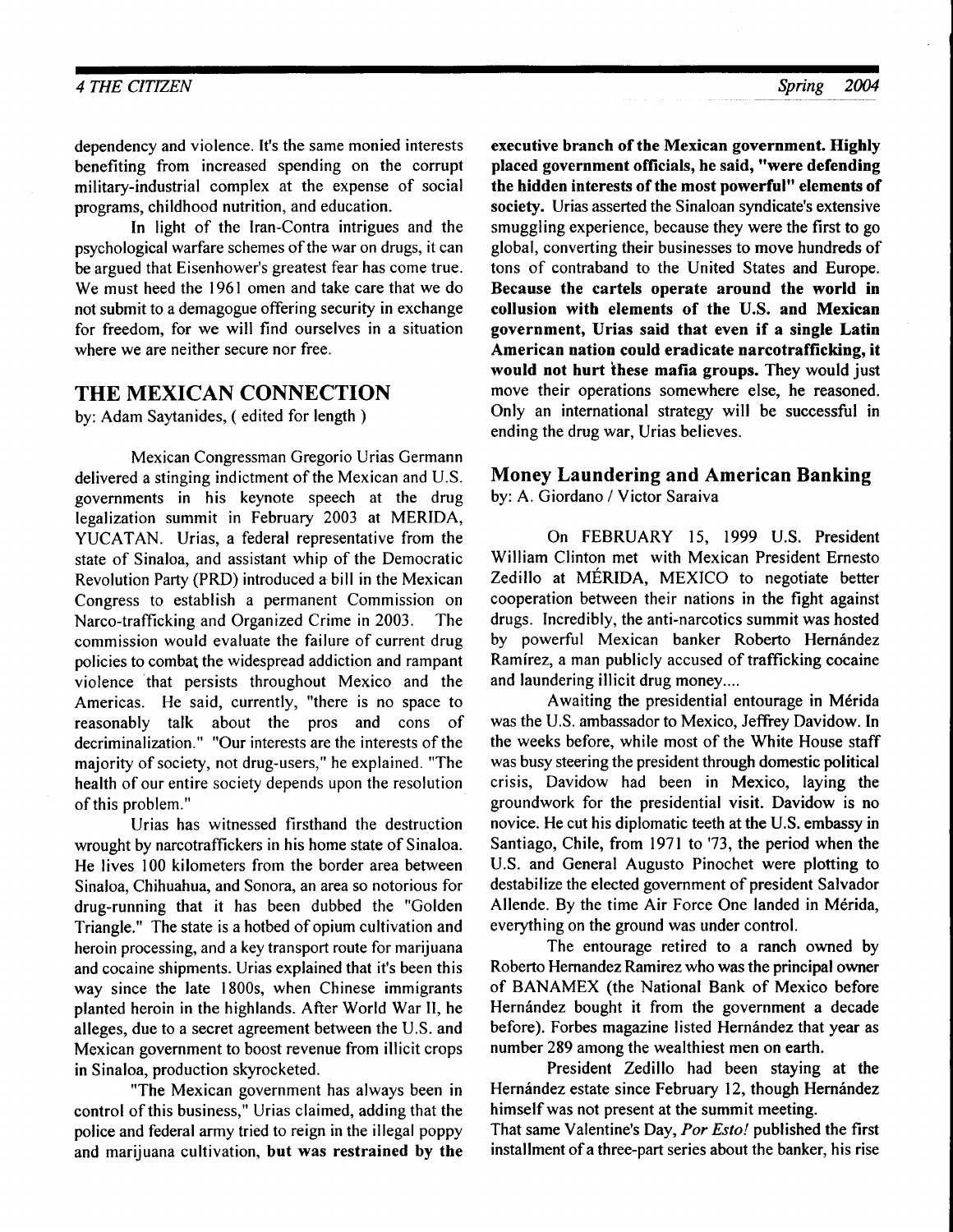dependency and violence. It's the same monied interests benefiting from increased spending on the corrupt military-industrial complex at the expense of social programs, childhood nutrition, and education.

In light of the Iran-Contra intrigues and the psychological warfare schemes of the war on drugs, it can be argued that Eisenhower's greatest fear has come true. We must heed the 1961 omen and take care that we do not submit to a demagogue offering security in exchange for freedom, for we will find ourselves in a situation where we are neither secure nor free.

## THE MEXICAN CONNECTION

by: Adam Saytanides, ( edited for length )

Mexican Congressman Gregorio Urias Germann delivered a stinging indictment of the Mexican and U.S. governments in his keynote speech at the drug legalization summit in February 2003 at MERIDA, YUCATAN. Urias, a federal representative from the state of Sinaloa, and assistant whip of the Democratic Revolution Party (PRD) introduced a bill in the Mexican Congress to establish a permanent Commission on Narco-trafficking and Organized Crime in 2003. The commission would evaluate the failure of current drug policies to combat the widespread addiction and rampant violence that persists throughout Mexico and the Americas. He said, currently, "there is no space to reasonably talk about the pros and cons of decriminalization." "Our interests are the interests of the majority of society, not drug-users," he explained. "The health of our entire society depends upon the resolution of this problem."

Urias has witnessed firsthand the destruction wrought by narcotraffickers in his home state of Sinaloa. He lives 100 kilometers from the border area between Sinaloa, Chihuahua, and Sonora, an area so notorious for drug-running that it has been dubbed the "Golden Triangle." The state is a hotbed of opium cultivation and heroin processing, and a key transport route for marijuana and cocaine shipments. Urias explained that it's been this way since the late 1800s, when Chinese immigrants planted heroin in the highlands. After World War II, he alleges, due to a secret agreement between the U.S. and Mexican government to boost revenue from illicit crops in Sinaloa, production skyrocketed.

"The Mexican government has always been in control of this business," Urias claimed, adding that the police and federal army tried to reign in the illegal poppy and marijuana cultivation, **but was restrained by the executive branch of the Mexican government. Highly placed government officials, he said, "were defending the hidden interests of the most powerful" elements of society.** Urias asserted the Sinaloan syndicate's extensive smuggling experience, because they were the first to go global, converting their businesses to move hundreds of tons of contraband to the United States and Europe. **Because the cartels operate around the world in collusion with elements of the U.S. and Mexican government, Urias said that even if a single Latin American nation could eradicate narcotrafficking, it would not hurt these mafia groups.** They would just move their operations somewhere else, he reasoned. Only an international strategy will be successful in ending the drug war, Urias believes.

## Money Laundering and American Banking

by: A. Giordano / Victor Saraiva

On FEBRUARY 15, 1999 U.S. President William Clinton met with Mexican President Ernesto Zedillo at MÉRIDA, MEXICO to negotiate better cooperation between their nations in the fight against drugs. Incredibly, the anti-narcotics summit was hosted by powerful Mexican banker Roberto Hernández Ramírez, a man publicly accused of trafficking cocaine and laundering illicit drug money....

Awaiting the presidential entourage in Mérida was the U.S. ambassador to Mexico, Jeffrey Davidow. In the weeks before, while most of the White House staff was busy steering the president through domestic political crisis, Davidow had been in Mexico, laying the groundwork for the presidential visit. Davidow is no novice. He cut his diplomatic teeth at the U.S. embassy in Santiago, Chile, from 1971 to '73, the period when the U.S. and General Augusto Pinochet were plotting to destabilize the elected government of president Salvador Allende. By the time Air Force One landed in Mérida, everything on the ground was under control.

The entourage retired to a ranch owned by Roberto Hernandez Ramirez who was the principal owner of BANAMEX (the National Bank of Mexico before Hernández bought it from the government a decade before). Forbes magazine listed Hernández that year as number 289 among the wealthiest men on earth.

President Zedillo had been staying at the Hernández estate since February 12, though Hernández himself was not present at the summit meeting.

That same Valentine's Day, *Por Esto!* published the first installment of a three-part series about the banker, his rise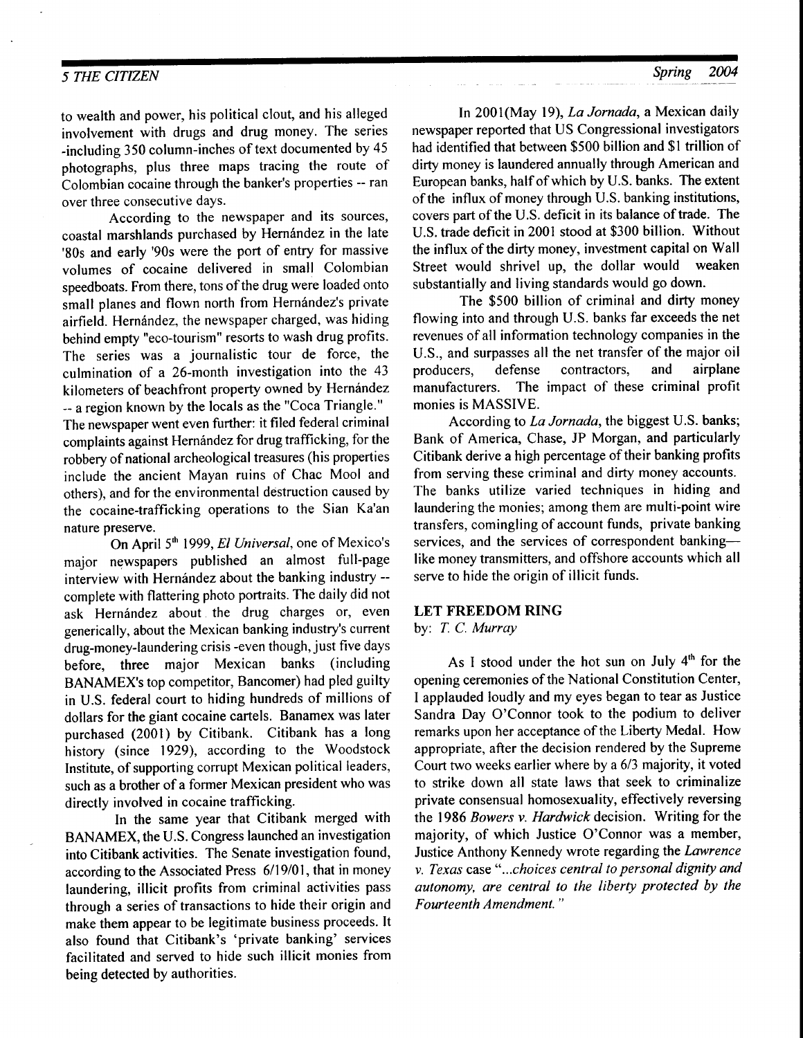to wealth and power, his political clout, and his alleged involvement with drugs and drug money. The series -including 350 column-inches of text documented by 45 photographs, plus three maps tracing the route of Colombian cocaine through the banker's properties -- ran over three consecutive days.

According to the newspaper and its sources, coastal marshlands purchased by Hernández in the late '80s and early '90s were the port of entry for massive volumes of cocaine delivered in small Colombian speedboats. From there, tons of the drug were loaded onto small planes and flown north from Hernández's private airfield. Hernández, the newspaper charged, was hiding behind empty "eco-tourism" resorts to wash drug profits. The series was a journalistic tour de force, the culmination of a 26-month investigation into the 43 kilometers of beachfront property owned by Hernández -- a region known by the locals as the "Coca Triangle." The newspaper went even further: it filed federal criminal complaints against Hernández for drug trafficking, for the robbery of national archeological treasures (his properties include the ancient Mayan ruins of Chac Mool and others), and for the environmental destruction caused by the cocaine-trafficking operations to the Sian Ka'an nature preserve.

On April 5th 1999, *El Universal*, one of Mexico's major newspapers published an almost full-page interview with Hernández about the banking industry -- complete with flattering photo portraits. The daily did not ask Hernández about the drug charges or, even generically, about the Mexican banking industry's current drug-money-laundering crisis -even though, just five days before, three major Mexican banks (including BANAMEX's top competitor, Bancomer) had pled guilty in U.S. federal court to hiding hundreds of millions of dollars for the giant cocaine cartels. Banamex was later purchased (2001) by Citibank. Citibank has a long history (since 1929), according to the Woodstock Institute, of supporting corrupt Mexican political leaders, such as a brother of a former Mexican president who was directly involved in cocaine trafficking.

In the same year that Citibank merged with BANAMEX, the U.S. Congress launched an investigation into Citibank activities. The Senate investigation found, according to the Associated Press 6/19/01, that in money laundering, illicit profits from criminal activities pass through a series of transactions to hide their origin and make them appear to be legitimate business proceeds. It also found that Citibank's 'private banking' services facilitated and served to hide such illicit monies from being detected by authorities.

In 2001(May 19), *La Jornada*, a Mexican daily newspaper reported that US Congressional investigators had identified that between $500 billion and $1 trillion of dirty money is laundered annually through American and European banks, half of which by U.S. banks. The extent of the influx of money through U.S. banking institutions, covers part of the U.S. deficit in its balance of trade. The U.S. trade deficit in 2001 stood at $300 billion. Without the influx of the dirty money, investment capital on Wall Street would shrivel up, the dollar would weaken substantially and living standards would go down.

The $500 billion of criminal and dirty money flowing into and through U.S. banks far exceeds the net revenues of all information technology companies in the U.S., and surpasses all the net transfer of the major oil producers, defense contractors, and airplane manufacturers. The impact of these criminal profit monies is MASSIVE.

According to *La Jornada*, the biggest U.S. banks; Bank of America, Chase, JP Morgan, and particularly Citibank derive a high percentage of their banking profits from serving these criminal and dirty money accounts. The banks utilize varied techniques in hiding and laundering the monies; among them are multi-point wire transfers, comingling of account funds, private banking services, and the services of correspondent banking—like money transmitters, and offshore accounts which all serve to hide the origin of illicit funds.

## LET FREEDOM RING

by: *T. C. Murray*

As I stood under the hot sun on July 4th for the opening ceremonies of the National Constitution Center, I applauded loudly and my eyes began to tear as Justice Sandra Day O'Connor took to the podium to deliver remarks upon her acceptance of the Liberty Medal. How appropriate, after the decision rendered by the Supreme Court two weeks earlier where by a 6/3 majority, it voted to strike down all state laws that seek to criminalize private consensual homosexuality, effectively reversing the 1986 *Bowers v. Hardwick* decision. Writing for the majority, of which Justice O'Connor was a member, Justice Anthony Kennedy wrote regarding the *Lawrence v. Texas* case "*...choices central to personal dignity and autonomy, are central to the liberty protected by the Fourteenth Amendment.*"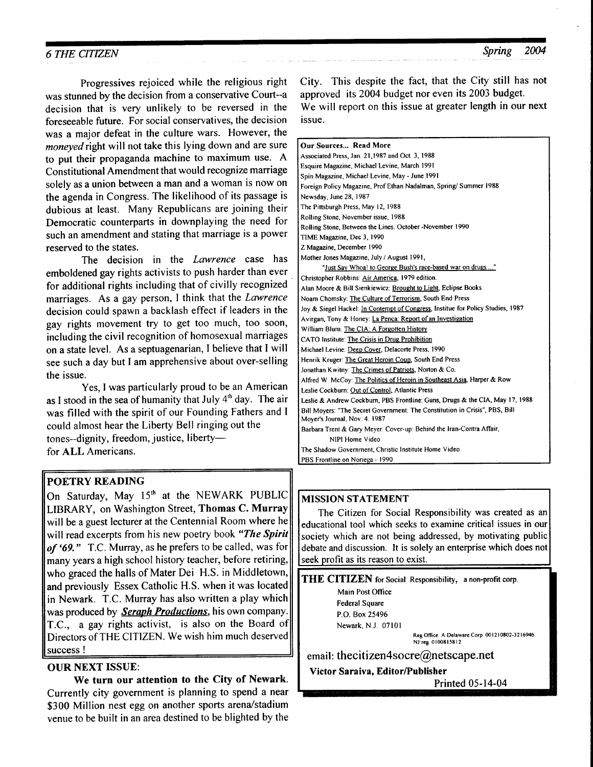Progressives rejoiced while the religious right was stunned by the decision from a conservative Court--a decision that is very unlikely to be reversed in the foreseeable future. For social conservatives, the decision was a major defeat in the culture wars. However, the *moneyed* right will not take this lying down and are sure to put their propaganda machine to maximum use. A Constitutional Amendment that would recognize marriage solely as a union between a man and a woman is now on the agenda in Congress. The likelihood of its passage is dubious at least. Many Republicans are joining their Democratic counterparts in downplaying the need for such an amendment and stating that marriage is a power reserved to the states.

The decision in the *Lawrence* case has emboldened gay rights activists to push harder than ever for additional rights including that of civilly recognized marriages. As a gay person, I think that the *Lawrence* decision could spawn a backlash effect if leaders in the gay rights movement try to get too much, too soon, including the civil recognition of homosexual marriages on a state level. As a septuagenarian, I believe that I will see such a day but I am apprehensive about over-selling the issue.

Yes, I was particularly proud to be an American as I stood in the sea of humanity that July 4th day. The air was filled with the spirit of our Founding Fathers and I could almost hear the Liberty Bell ringing out the tones--dignity, freedom, justice, liberty— for **ALL** Americans.

## POETRY READING

On Saturday, May 15th at the NEWARK PUBLIC LIBRARY, on Washington Street, **Thomas C. Murray** will be a guest lecturer at the Centennial Room where he will read excerpts from his new poetry book ***"The Spirit of '69."*** T.C. Murray, as he prefers to be called, was for many years a high school history teacher, before retiring, who graced the halls of Mater Dei H.S. in Middletown, and previously Essex Catholic H.S. when it was located in Newark. T.C. Murray has also written a play which was produced by ***Seraph Productions***, his own company. T.C., a gay rights activist, is also on the Board of Directors of THE CITIZEN. We wish him much deserved success !

## OUR NEXT ISSUE:

**We turn our attention to the City of Newark.** Currently city government is planning to spend a near $300 Million nest egg on another sports arena/stadium venue to be built in an area destined to be blighted by the City. This despite the fact, that the City still has not approved its 2004 budget nor even its 2003 budget.
We will report on this issue at greater length in our next issue.

**Our Sources... Read More**

Associated Press, Jan. 21,1987 and Oct. 3, 1988
Esquire Magazine, Michael Levine, March 1991
Spin Magazine, Michael Levine, May - June 1991
Foreign Policy Magazine, Prof Ethan Nadalman, Spring/ Summer 1988
Newsday, June 28, 1987
The Pittsburgh Press, May 12, 1988
Rolling Stone, November issue, 1988
Rolling Stone, Between the Lines. October -November 1990
TIME Magazine, Dec 3, 1990
Z Magazine, December 1990
Mother Jones Magazine, July / August 1991,
"Just Say Whoa! to George Bush's race-based war on drugs ..."
Christopher Robbins: Air America, 1979 edition.
Alan Moore & Bill Sienkiewicz: Brought to Light, Eclipse Books
Noam Chomsky: The Culture of Terrorism, South End Press
Joy & Siegel Hackel: In Contempt of Congress, Institue for Policy Studies, 1987
Avirgan, Tony & Honey: La Penca: Report of an Investigation
William Blum: The CIA: A Forgotten History
CATO Institute: The Crisis in Drug Prohibition
Michael Levine: Deep Cover, Delacorte Press, 1990
Henrik Kruger: The Great Heroin Coup, South End Press
Jonathan Kwitny: The Crimes of Patriots, Norton & Co.
Alfred W. McCoy: The Politics of Heroin in Southeast Asia, Harper & Row
Leslie Cockburn: Out of Control, Atlantic Press
Leslie & Andrew Cockburn, PBS Frontline: Guns, Drugs & the CIA, May 17, 1988
Bill Moyers: "The Secret Government: The Constitution in Crisis", PBS, Bill Moyer's Journal, Nov. 4. 1987
Barbara Trent & Gary Meyer: Cover-up: Behind the Iran-Contra Affair, NIPI Home Video
The Shadow Government, Christic Institute Home Video
PBS Frontline on Noriega - 1990

## MISSION STATEMENT

The Citizen for Social Responsibility was created as an educational tool which seeks to examine critical issues in our society which are not being addressed, by motivating public debate and discussion. It is solely an enterprise which does not seek profit as its reason to exist.

**THE CITIZEN** for Social Responsibility, a non-profit corp.
Main Post Office
Federal Square
P.O. Box 25496
Newark, N.J. 07101
Reg Office: A Delaware Corp. 001210802-3216946
NJ reg. 0100815812

email: thecitizen4socre@netscape.net

**Victor Saraiva, Editor/Publisher**

Printed 05-14-04